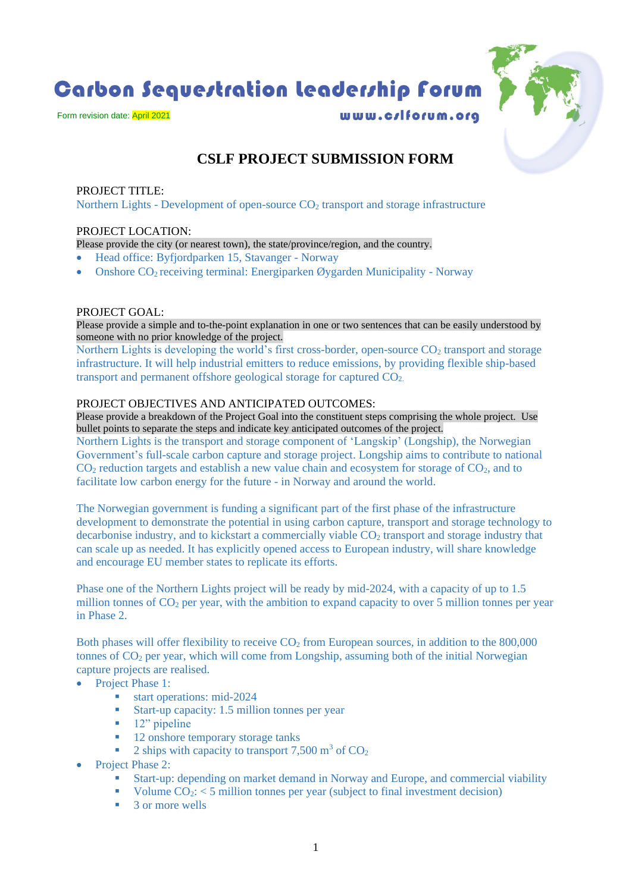# Carbon Sequestration Leadership Forum

Form revision date: April 2021

www.cslforum.org

## CSLF PROJECT SUBMISSION FORM

PROJECT TITLE:

Northern Lights - Development of open-source $CO_2$ transport and storage infrastructure

PROJECT LOCATION:

Please provide the city (or nearest town), the state/province/region, and the country.

- Head office: Byfjordparken 15, Stavanger - Norway
- Onshore $CO_2$ receiving terminal: Energiparken Øygarden Municipality - Norway

PROJECT GOAL:

Please provide a simple and to-the-point explanation in one or two sentences that can be easily understood by someone with no prior knowledge of the project.

Northern Lights is developing the world's first cross-border, open-source $CO_2$ transport and storage infrastructure. It will help industrial emitters to reduce emissions, by providing flexible ship-based transport and permanent offshore geological storage for captured $CO_2$.

PROJECT OBJECTIVES AND ANTICIPATED OUTCOMES:

Please provide a breakdown of the Project Goal into the constituent steps comprising the whole project. Use bullet points to separate the steps and indicate key anticipated outcomes of the project.

Northern Lights is the transport and storage component of 'Langskip' (Longship), the Norwegian Government's full-scale carbon capture and storage project. Longship aims to contribute to national $CO_2$ reduction targets and establish a new value chain and ecosystem for storage of $CO_2$, and to facilitate low carbon energy for the future - in Norway and around the world.

The Norwegian government is funding a significant part of the first phase of the infrastructure development to demonstrate the potential in using carbon capture, transport and storage technology to decarbonise industry, and to kickstart a commercially viable $CO_2$ transport and storage industry that can scale up as needed. It has explicitly opened access to European industry, will share knowledge and encourage EU member states to replicate its efforts.

Phase one of the Northern Lights project will be ready by mid-2024, with a capacity of up to 1.5 million tonnes of $CO_2$ per year, with the ambition to expand capacity to over 5 million tonnes per year in Phase 2.

Both phases will offer flexibility to receive $CO_2$ from European sources, in addition to the 800,000 tonnes of $CO_2$ per year, which will come from Longship, assuming both of the initial Norwegian capture projects are realised.

- Project Phase 1:
  - start operations: mid-2024
  - Start-up capacity: 1.5 million tonnes per year
  - 12" pipeline
  - 12 onshore temporary storage tanks
  - 2 ships with capacity to transport 7,500 $m^3$ of $CO_2$
- Project Phase 2:
  - Start-up: depending on market demand in Norway and Europe, and commercial viability
  - Volume $CO_2$: < 5 million tonnes per year (subject to final investment decision)
  - 3 or more wells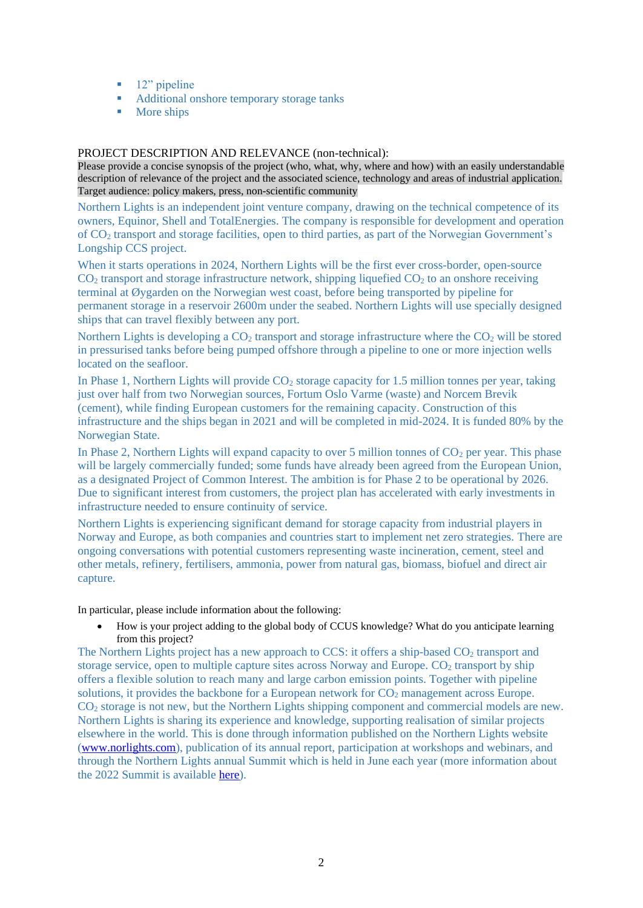- 12” pipeline
- Additional onshore temporary storage tanks
- More ships

PROJECT DESCRIPTION AND RELEVANCE (non-technical):

Please provide a concise synopsis of the project (who, what, why, where and how) with an easily understandable description of relevance of the project and the associated science, technology and areas of industrial application. Target audience: policy makers, press, non-scientific community

Northern Lights is an independent joint venture company, drawing on the technical competence of its owners, Equinor, Shell and TotalEnergies. The company is responsible for development and operation of $CO_2$ transport and storage facilities, open to third parties, as part of the Norwegian Government’s Longship CCS project.

When it starts operations in 2024, Northern Lights will be the first ever cross-border, open-source $CO_2$ transport and storage infrastructure network, shipping liquefied $CO_2$ to an onshore receiving terminal at Øygarden on the Norwegian west coast, before being transported by pipeline for permanent storage in a reservoir 2600m under the seabed. Northern Lights will use specially designed ships that can travel flexibly between any port.

Northern Lights is developing a $CO_2$ transport and storage infrastructure where the $CO_2$ will be stored in pressurised tanks before being pumped offshore through a pipeline to one or more injection wells located on the seafloor.

In Phase 1, Northern Lights will provide $CO_2$ storage capacity for 1.5 million tonnes per year, taking just over half from two Norwegian sources, Fortum Oslo Varme (waste) and Norcem Brevik (cement), while finding European customers for the remaining capacity. Construction of this infrastructure and the ships began in 2021 and will be completed in mid-2024. It is funded 80% by the Norwegian State.

In Phase 2, Northern Lights will expand capacity to over 5 million tonnes of $CO_2$ per year. This phase will be largely commercially funded; some funds have already been agreed from the European Union, as a designated Project of Common Interest. The ambition is for Phase 2 to be operational by 2026. Due to significant interest from customers, the project plan has accelerated with early investments in infrastructure needed to ensure continuity of service.

Northern Lights is experiencing significant demand for storage capacity from industrial players in Norway and Europe, as both companies and countries start to implement net zero strategies. There are ongoing conversations with potential customers representing waste incineration, cement, steel and other metals, refinery, fertilisers, ammonia, power from natural gas, biomass, biofuel and direct air capture.

In particular, please include information about the following:

- How is your project adding to the global body of CCUS knowledge? What do you anticipate learning from this project?

The Northern Lights project has a new approach to CCS: it offers a ship-based $CO_2$ transport and storage service, open to multiple capture sites across Norway and Europe. $CO_2$ transport by ship offers a flexible solution to reach many and large carbon emission points. Together with pipeline solutions, it provides the backbone for a European network for $CO_2$ management across Europe. $CO_2$ storage is not new, but the Northern Lights shipping component and commercial models are new. Northern Lights is sharing its experience and knowledge, supporting realisation of similar projects elsewhere in the world. This is done through information published on the Northern Lights website (www.norlights.com), publication of its annual report, participation at workshops and webinars, and through the Northern Lights annual Summit which is held in June each year (more information about the 2022 Summit is available here).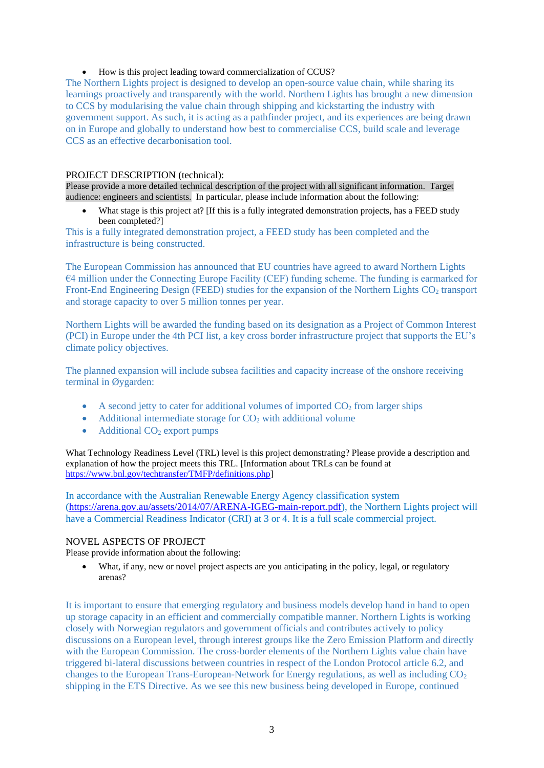- How is this project leading toward commercialization of CCUS?

The Northern Lights project is designed to develop an open-source value chain, while sharing its learnings proactively and transparently with the world. Northern Lights has brought a new dimension to CCS by modularising the value chain through shipping and kickstarting the industry with government support. As such, it is acting as a pathfinder project, and its experiences are being drawn on in Europe and globally to understand how best to commercialise CCS, build scale and leverage CCS as an effective decarbonisation tool.

PROJECT DESCRIPTION (technical):

Please provide a more detailed technical description of the project with all significant information. Target audience: engineers and scientists. In particular, please include information about the following:

- What stage is this project at? [If this is a fully integrated demonstration projects, has a FEED study been completed?]

This is a fully integrated demonstration project, a FEED study has been completed and the infrastructure is being constructed.

The European Commission has announced that EU countries have agreed to award Northern Lights €4 million under the Connecting Europe Facility (CEF) funding scheme. The funding is earmarked for Front-End Engineering Design (FEED) studies for the expansion of the Northern Lights $CO_2$ transport and storage capacity to over 5 million tonnes per year.

Northern Lights will be awarded the funding based on its designation as a Project of Common Interest (PCI) in Europe under the 4th PCI list, a key cross border infrastructure project that supports the EU's climate policy objectives.

The planned expansion will include subsea facilities and capacity increase of the onshore receiving terminal in Øygarden:

- A second jetty to cater for additional volumes of imported $CO_2$ from larger ships
- Additional intermediate storage for $CO_2$ with additional volume
- Additional $CO_2$ export pumps

What Technology Readiness Level (TRL) level is this project demonstrating? Please provide a description and explanation of how the project meets this TRL. [Information about TRLs can be found at https://www.bnl.gov/techtransfer/TMFP/definitions.php]

In accordance with the Australian Renewable Energy Agency classification system (https://arena.gov.au/assets/2014/07/ARENA-IGEG-main-report.pdf), the Northern Lights project will have a Commercial Readiness Indicator (CRI) at 3 or 4. It is a full scale commercial project.

NOVEL ASPECTS OF PROJECT

Please provide information about the following:

- What, if any, new or novel project aspects are you anticipating in the policy, legal, or regulatory arenas?

It is important to ensure that emerging regulatory and business models develop hand in hand to open up storage capacity in an efficient and commercially compatible manner. Northern Lights is working closely with Norwegian regulators and government officials and contributes actively to policy discussions on a European level, through interest groups like the Zero Emission Platform and directly with the European Commission. The cross-border elements of the Northern Lights value chain have triggered bi-lateral discussions between countries in respect of the London Protocol article 6.2, and changes to the European Trans-European-Network for Energy regulations, as well as including $CO_2$ shipping in the ETS Directive. As we see this new business being developed in Europe, continued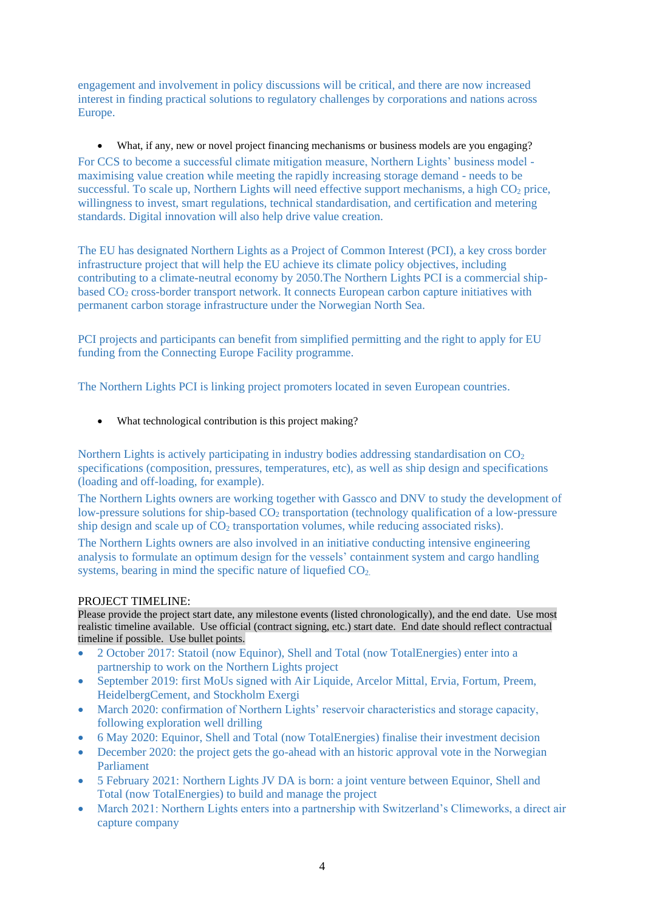engagement and involvement in policy discussions will be critical, and there are now increased interest in finding practical solutions to regulatory challenges by corporations and nations across Europe.

- What, if any, new or novel project financing mechanisms or business models are you engaging?

For CCS to become a successful climate mitigation measure, Northern Lights' business model - maximising value creation while meeting the rapidly increasing storage demand - needs to be successful. To scale up, Northern Lights will need effective support mechanisms, a high $CO_2$ price, willingness to invest, smart regulations, technical standardisation, and certification and metering standards. Digital innovation will also help drive value creation.

The EU has designated Northern Lights as a Project of Common Interest (PCI), a key cross border infrastructure project that will help the EU achieve its climate policy objectives, including contributing to a climate-neutral economy by 2050.The Northern Lights PCI is a commercial ship-based $CO_2$ cross-border transport network. It connects European carbon capture initiatives with permanent carbon storage infrastructure under the Norwegian North Sea.

PCI projects and participants can benefit from simplified permitting and the right to apply for EU funding from the Connecting Europe Facility programme.

The Northern Lights PCI is linking project promoters located in seven European countries.

- What technological contribution is this project making?

Northern Lights is actively participating in industry bodies addressing standardisation on $CO_2$ specifications (composition, pressures, temperatures, etc), as well as ship design and specifications (loading and off-loading, for example).

The Northern Lights owners are working together with Gassco and DNV to study the development of low-pressure solutions for ship-based $CO_2$ transportation (technology qualification of a low-pressure ship design and scale up of $CO_2$ transportation volumes, while reducing associated risks).

The Northern Lights owners are also involved in an initiative conducting intensive engineering analysis to formulate an optimum design for the vessels' containment system and cargo handling systems, bearing in mind the specific nature of liquefied $CO_2$.

PROJECT TIMELINE:

Please provide the project start date, any milestone events (listed chronologically), and the end date. Use most realistic timeline available. Use official (contract signing, etc.) start date. End date should reflect contractual timeline if possible. Use bullet points.

- 2 October 2017: Statoil (now Equinor), Shell and Total (now TotalEnergies) enter into a partnership to work on the Northern Lights project
- September 2019: first MoUs signed with Air Liquide, Arcelor Mittal, Ervia, Fortum, Preem, HeidelbergCement, and Stockholm Exergi
- March 2020: confirmation of Northern Lights' reservoir characteristics and storage capacity, following exploration well drilling
- 6 May 2020: Equinor, Shell and Total (now TotalEnergies) finalise their investment decision
- December 2020: the project gets the go-ahead with an historic approval vote in the Norwegian Parliament
- 5 February 2021: Northern Lights JV DA is born: a joint venture between Equinor, Shell and Total (now TotalEnergies) to build and manage the project
- March 2021: Northern Lights enters into a partnership with Switzerland's Climeworks, a direct air capture company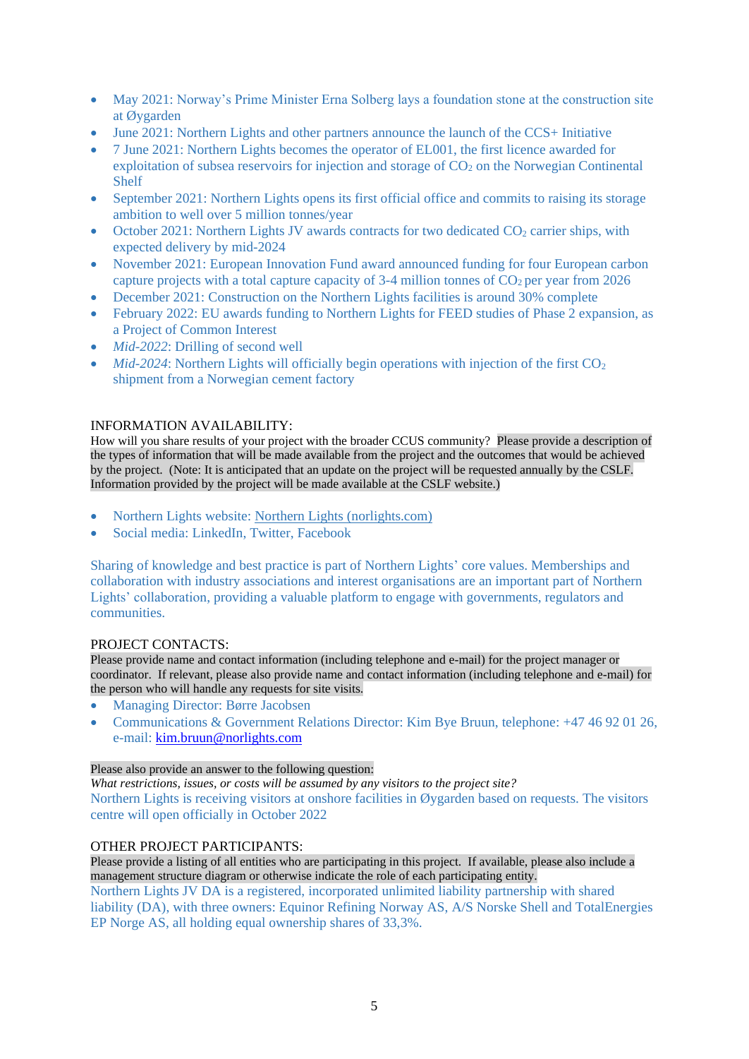- May 2021: Norway's Prime Minister Erna Solberg lays a foundation stone at the construction site at Øygarden
- June 2021: Northern Lights and other partners announce the launch of the CCS+ Initiative
- 7 June 2021: Northern Lights becomes the operator of EL001, the first licence awarded for exploitation of subsea reservoirs for injection and storage of $CO_2$ on the Norwegian Continental Shelf
- September 2021: Northern Lights opens its first official office and commits to raising its storage ambition to well over 5 million tonnes/year
- October 2021: Northern Lights JV awards contracts for two dedicated $CO_2$ carrier ships, with expected delivery by mid-2024
- November 2021: European Innovation Fund award announced funding for four European carbon capture projects with a total capture capacity of 3-4 million tonnes of $CO_2$ per year from 2026
- December 2021: Construction on the Northern Lights facilities is around 30% complete
- February 2022: EU awards funding to Northern Lights for FEED studies of Phase 2 expansion, as a Project of Common Interest
- *Mid-2022*: Drilling of second well
- *Mid-2024*: Northern Lights will officially begin operations with injection of the first $CO_2$ shipment from a Norwegian cement factory

INFORMATION AVAILABILITY:

How will you share results of your project with the broader CCUS community? Please provide a description of the types of information that will be made available from the project and the outcomes that would be achieved by the project. (Note: It is anticipated that an update on the project will be requested annually by the CSLF. Information provided by the project will be made available at the CSLF website.)

- Northern Lights website: Northern Lights (norlights.com)
- Social media: LinkedIn, Twitter, Facebook

Sharing of knowledge and best practice is part of Northern Lights' core values. Memberships and collaboration with industry associations and interest organisations are an important part of Northern Lights' collaboration, providing a valuable platform to engage with governments, regulators and communities.

PROJECT CONTACTS:

Please provide name and contact information (including telephone and e-mail) for the project manager or coordinator. If relevant, please also provide name and contact information (including telephone and e-mail) for the person who will handle any requests for site visits.

- Managing Director: Børre Jacobsen
- Communications & Government Relations Director: Kim Bye Bruun, telephone: +47 46 92 01 26, e-mail: kim.bruun@norlights.com

Please also provide an answer to the following question:

*What restrictions, issues, or costs will be assumed by any visitors to the project site?*

Northern Lights is receiving visitors at onshore facilities in Øygarden based on requests. The visitors centre will open officially in October 2022

OTHER PROJECT PARTICIPANTS:

Please provide a listing of all entities who are participating in this project. If available, please also include a management structure diagram or otherwise indicate the role of each participating entity.

Northern Lights JV DA is a registered, incorporated unlimited liability partnership with shared liability (DA), with three owners: Equinor Refining Norway AS, A/S Norske Shell and TotalEnergies EP Norge AS, all holding equal ownership shares of 33,3%.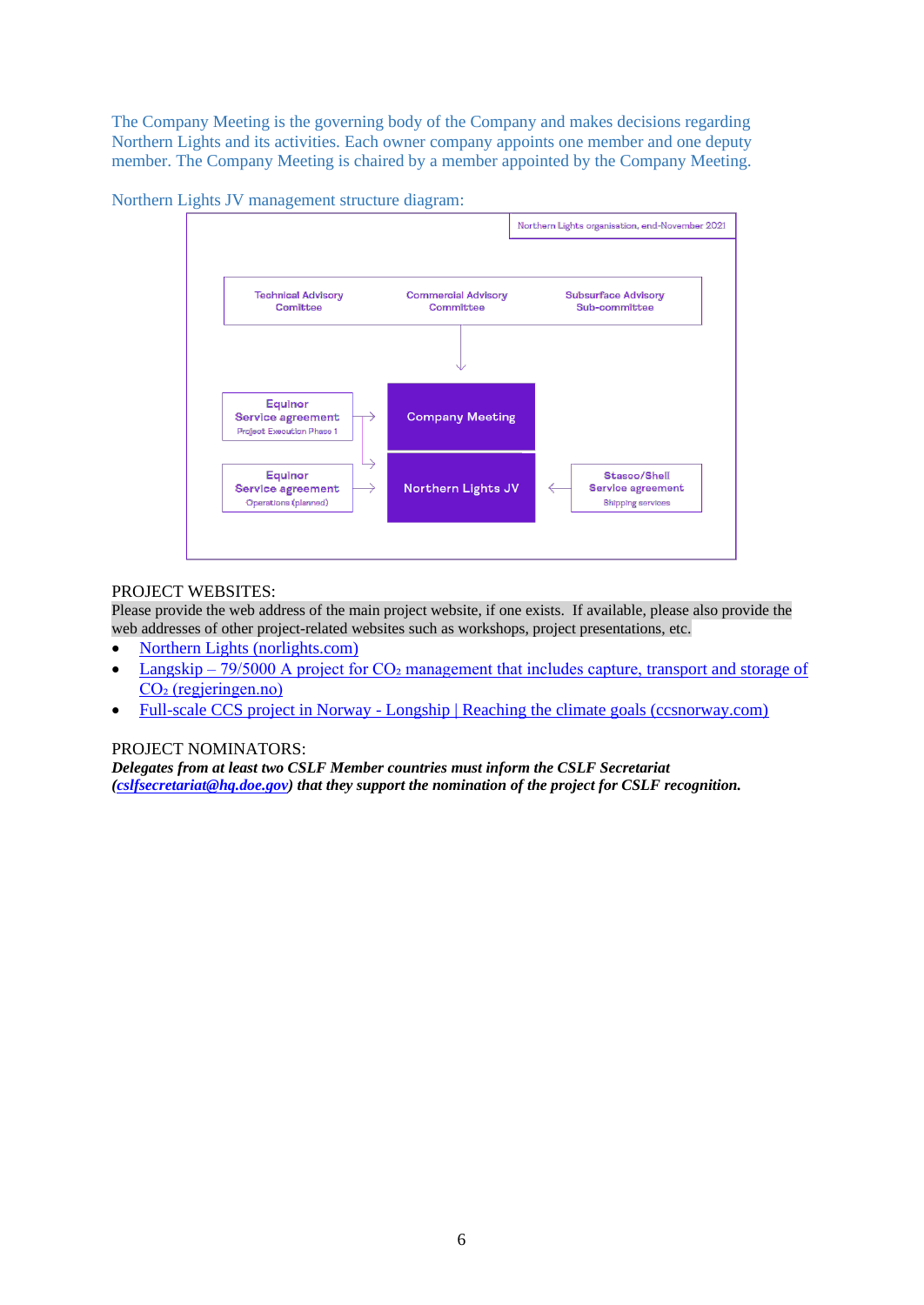The Company Meeting is the governing body of the Company and makes decisions regarding Northern Lights and its activities. Each owner company appoints one member and one deputy member. The Company Meeting is chaired by a member appointed by the Company Meeting.

Northern Lights JV management structure diagram:

Northern Lights organisation, end-November 2021

Technical Advisory Comittee | Commercial Advisory Committee | Subsurface Advisory Sub-committee

Equinor Service agreement Project Execution Phase 1

Company Meeting

Equinor Service agreement Operations (planned)

Northern Lights JV

Stasco/Shell Service agreement Shipping services

PROJECT WEBSITES:

Please provide the web address of the main project website, if one exists. If available, please also provide the web addresses of other project-related websites such as workshops, project presentations, etc.

- Northern Lights (norlights.com)
- Langskip – 79/5000 A project for $CO_2$ management that includes capture, transport and storage of $CO_2$ (regjeringen.no)
- Full-scale CCS project in Norway - Longship | Reaching the climate goals (ccsnorway.com)

PROJECT NOMINATORS:

***Delegates from at least two CSLF Member countries must inform the CSLF Secretariat (cslfsecretariat@hq.doe.gov) that they support the nomination of the project for CSLF recognition.***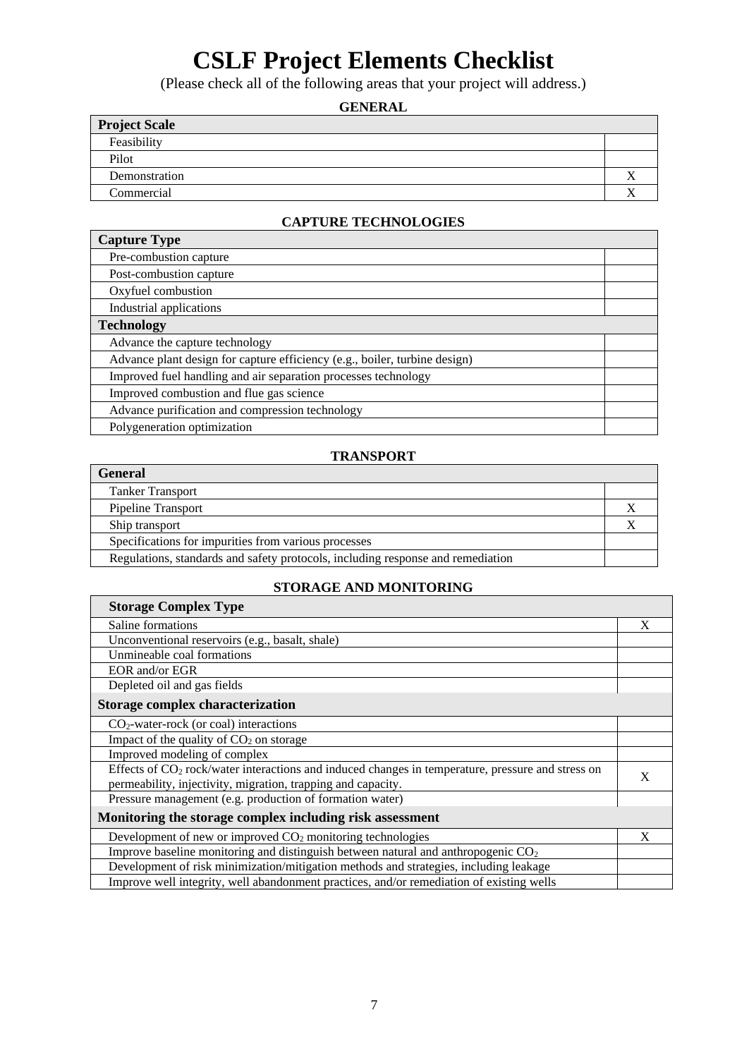# CSLF Project Elements Checklist

(Please check all of the following areas that your project will address.)

## GENERAL

| Project Scale | |
|---|---|
| Feasibility | |
| Pilot | |
| Demonstration | X |
| Commercial | X |

## CAPTURE TECHNOLOGIES

| Capture Type | |
|---|---|
| Pre-combustion capture | |
| Post-combustion capture | |
| Oxyfuel combustion | |
| Industrial applications | |
| **Technology** | |
| Advance the capture technology | |
| Advance plant design for capture efficiency (e.g., boiler, turbine design) | |
| Improved fuel handling and air separation processes technology | |
| Improved combustion and flue gas science | |
| Advance purification and compression technology | |
| Polygeneration optimization | |

## TRANSPORT

| General | |
|---|---|
| Tanker Transport | |
| Pipeline Transport | X |
| Ship transport | X |
| Specifications for impurities from various processes | |
| Regulations, standards and safety protocols, including response and remediation | |

## STORAGE AND MONITORING

| Storage Complex Type | |
|---|---|
| Saline formations | X |
| Unconventional reservoirs (e.g., basalt, shale) | |
| Unmineable coal formations | |
| EOR and/or EGR | |
| Depleted oil and gas fields | |
| **Storage complex characterization** | |
| $CO_2$-water-rock (or coal) interactions | |
| Impact of the quality of $CO_2$ on storage | |
| Improved modeling of complex | |
| Effects of $CO_2$ rock/water interactions and induced changes in temperature, pressure and stress on permeability, injectivity, migration, trapping and capacity. | X |
| Pressure management (e.g. production of formation water) | |
| **Monitoring the storage complex including risk assessment** | |
| Development of new or improved $CO_2$ monitoring technologies | X |
| Improve baseline monitoring and distinguish between natural and anthropogenic $CO_2$ | |
| Development of risk minimization/mitigation methods and strategies, including leakage | |
| Improve well integrity, well abandonment practices, and/or remediation of existing wells | |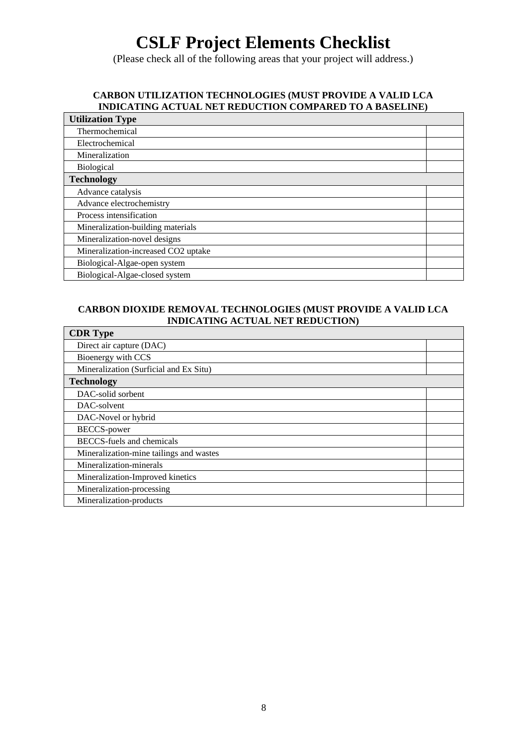# CSLF Project Elements Checklist

(Please check all of the following areas that your project will address.)

**CARBON UTILIZATION TECHNOLOGIES (MUST PROVIDE A VALID LCA INDICATING ACTUAL NET REDUCTION COMPARED TO A BASELINE)**

| | |
|---|---|
| **Utilization Type** | |
| Thermochemical | |
| Electrochemical | |
| Mineralization | |
| Biological | |
| **Technology** | |
| Advance catalysis | |
| Advance electrochemistry | |
| Process intensification | |
| Mineralization-building materials | |
| Mineralization-novel designs | |
| Mineralization-increased $CO_2$ uptake | |
| Biological-Algae-open system | |
| Biological-Algae-closed system | |

**CARBON DIOXIDE REMOVAL TECHNOLOGIES (MUST PROVIDE A VALID LCA INDICATING ACTUAL NET REDUCTION)**

| | |
|---|---|
| **CDR Type** | |
| Direct air capture (DAC) | |
| Bioenergy with CCS | |
| Mineralization (Surficial and Ex Situ) | |
| **Technology** | |
| DAC-solid sorbent | |
| DAC-solvent | |
| DAC-Novel or hybrid | |
| BECCS-power | |
| BECCS-fuels and chemicals | |
| Mineralization-mine tailings and wastes | |
| Mineralization-minerals | |
| Mineralization-Improved kinetics | |
| Mineralization-processing | |
| Mineralization-products | |